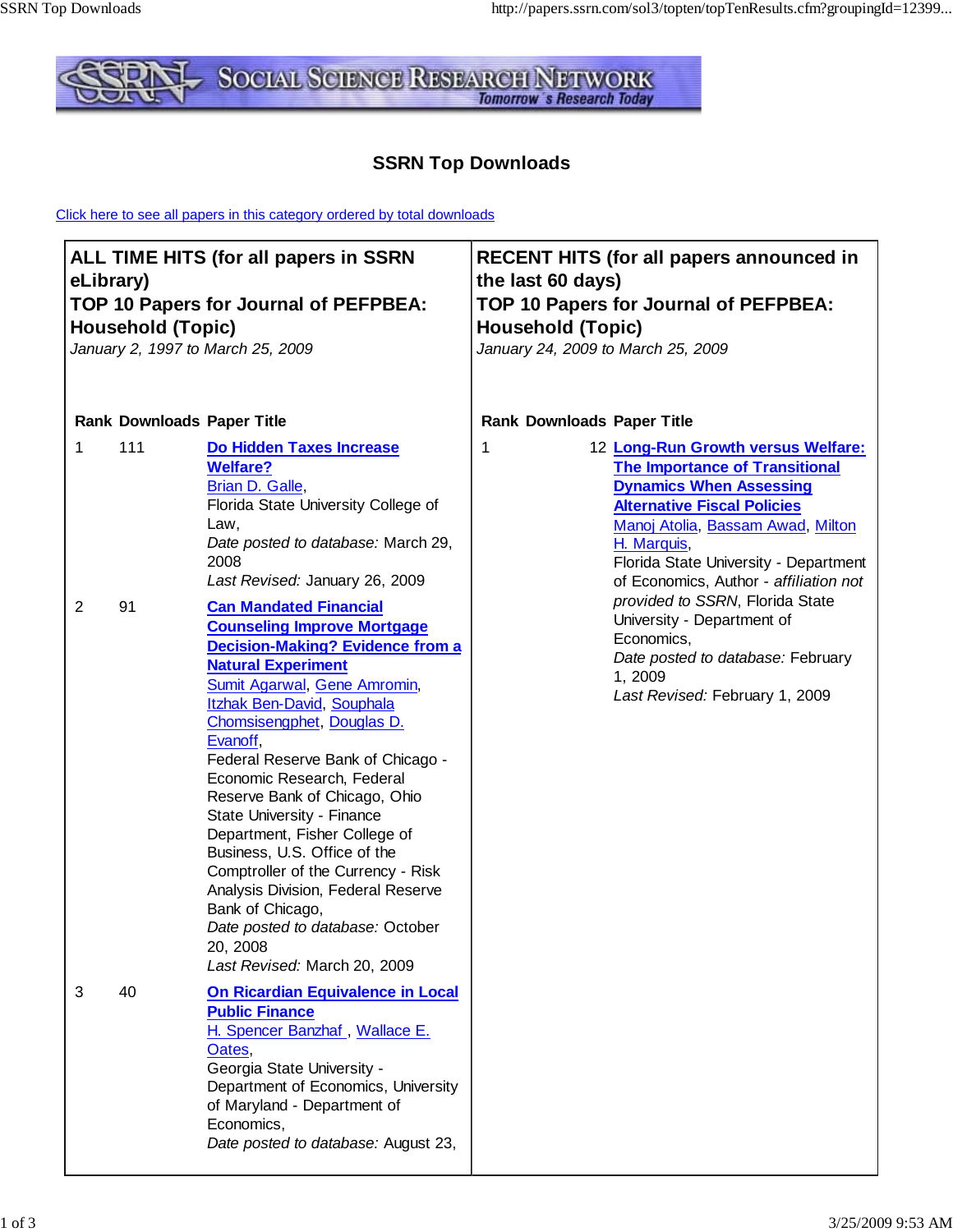SOCIAL SCIENCE RESEARCH NETWORK
Tomorrow's Research Today

# SSRN Top Downloads

Click here to see all papers in this category ordered by total downloads

## ALL TIME HITS (for all papers in SSRN eLibrary)
## TOP 10 Papers for Journal of PEFPBEA: Household (Topic)

*January 2, 1997 to March 25, 2009*

| Rank | Downloads | Paper Title |
|---|---|---|
| 1 | 111 | **Do Hidden Taxes Increase Welfare?**<br>Brian D. Galle,<br>Florida State University College of Law,<br>*Date posted to database:* March 29, 2008<br>*Last Revised:* January 26, 2009 |
| 2 | 91 | **Can Mandated Financial Counseling Improve Mortgage Decision-Making? Evidence from a Natural Experiment**<br>Sumit Agarwal, Gene Amromin, Itzhak Ben-David, Souphala Chomsisengphet, Douglas D. Evanoff,<br>Federal Reserve Bank of Chicago - Economic Research, Federal Reserve Bank of Chicago, Ohio State University - Finance Department, Fisher College of Business, U.S. Office of the Comptroller of the Currency - Risk Analysis Division, Federal Reserve Bank of Chicago,<br>*Date posted to database:* October 20, 2008<br>*Last Revised:* March 20, 2009 |
| 3 | 40 | **On Ricardian Equivalence in Local Public Finance**<br>H. Spencer Banzhaf , Wallace E. Oates,<br>Georgia State University - Department of Economics, University of Maryland - Department of Economics,<br>*Date posted to database:* August 23, |

## RECENT HITS (for all papers announced in the last 60 days)
## TOP 10 Papers for Journal of PEFPBEA: Household (Topic)

*January 24, 2009 to March 25, 2009*

| Rank | Downloads | Paper Title |
|---|---|---|
| 1 | 12 | **Long-Run Growth versus Welfare: The Importance of Transitional Dynamics When Assessing Alternative Fiscal Policies**<br>Manoj Atolia, Bassam Awad, Milton H. Marquis,<br>Florida State University - Department of Economics, Author - *affiliation not provided to SSRN*, Florida State University - Department of Economics,<br>*Date posted to database:* February 1, 2009<br>*Last Revised:* February 1, 2009 |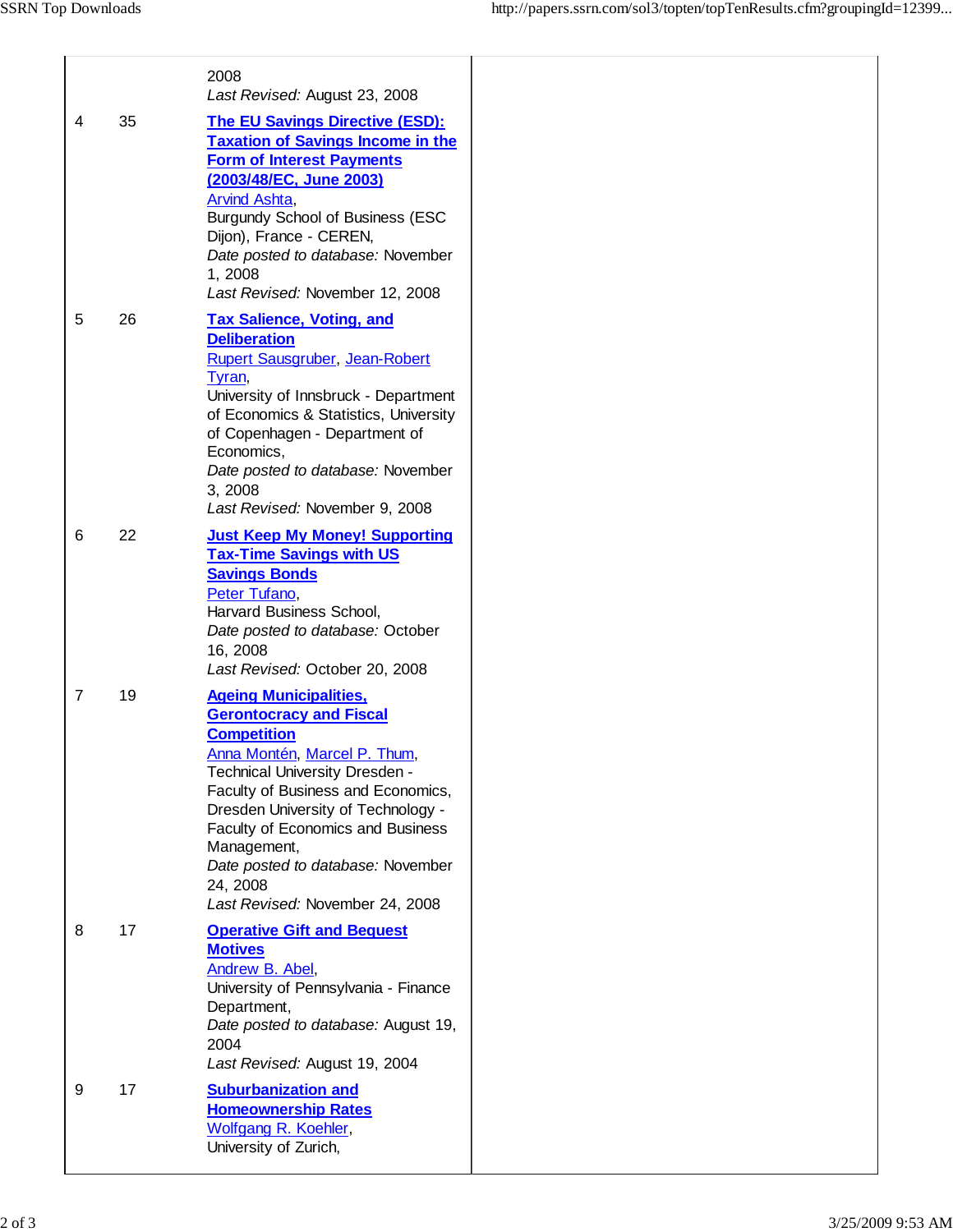| | | |
|---|---|---|
| | | 2008<br>*Last Revised:* August 23, 2008 |
| 4 | 35 | **The EU Savings Directive (ESD): Taxation of Savings Income in the Form of Interest Payments (2003/48/EC, June 2003)**<br>Arvind Ashta,<br>Burgundy School of Business (ESC Dijon), France - CEREN,<br>*Date posted to database:* November 1, 2008<br>*Last Revised:* November 12, 2008 |
| 5 | 26 | **Tax Salience, Voting, and Deliberation**<br>Rupert Sausgruber, Jean-Robert Tyran,<br>University of Innsbruck - Department of Economics & Statistics, University of Copenhagen - Department of Economics,<br>*Date posted to database:* November 3, 2008<br>*Last Revised:* November 9, 2008 |
| 6 | 22 | **Just Keep My Money! Supporting Tax-Time Savings with US Savings Bonds**<br>Peter Tufano,<br>Harvard Business School,<br>*Date posted to database:* October 16, 2008<br>*Last Revised:* October 20, 2008 |
| 7 | 19 | **Ageing Municipalities, Gerontocracy and Fiscal Competition**<br>Anna Montén, Marcel P. Thum,<br>Technical University Dresden - Faculty of Business and Economics, Dresden University of Technology - Faculty of Economics and Business Management,<br>*Date posted to database:* November 24, 2008<br>*Last Revised:* November 24, 2008 |
| 8 | 17 | **Operative Gift and Bequest Motives**<br>Andrew B. Abel,<br>University of Pennsylvania - Finance Department,<br>*Date posted to database:* August 19, 2004<br>*Last Revised:* August 19, 2004 |
| 9 | 17 | **Suburbanization and Homeownership Rates**<br>Wolfgang R. Koehler,<br>University of Zurich, |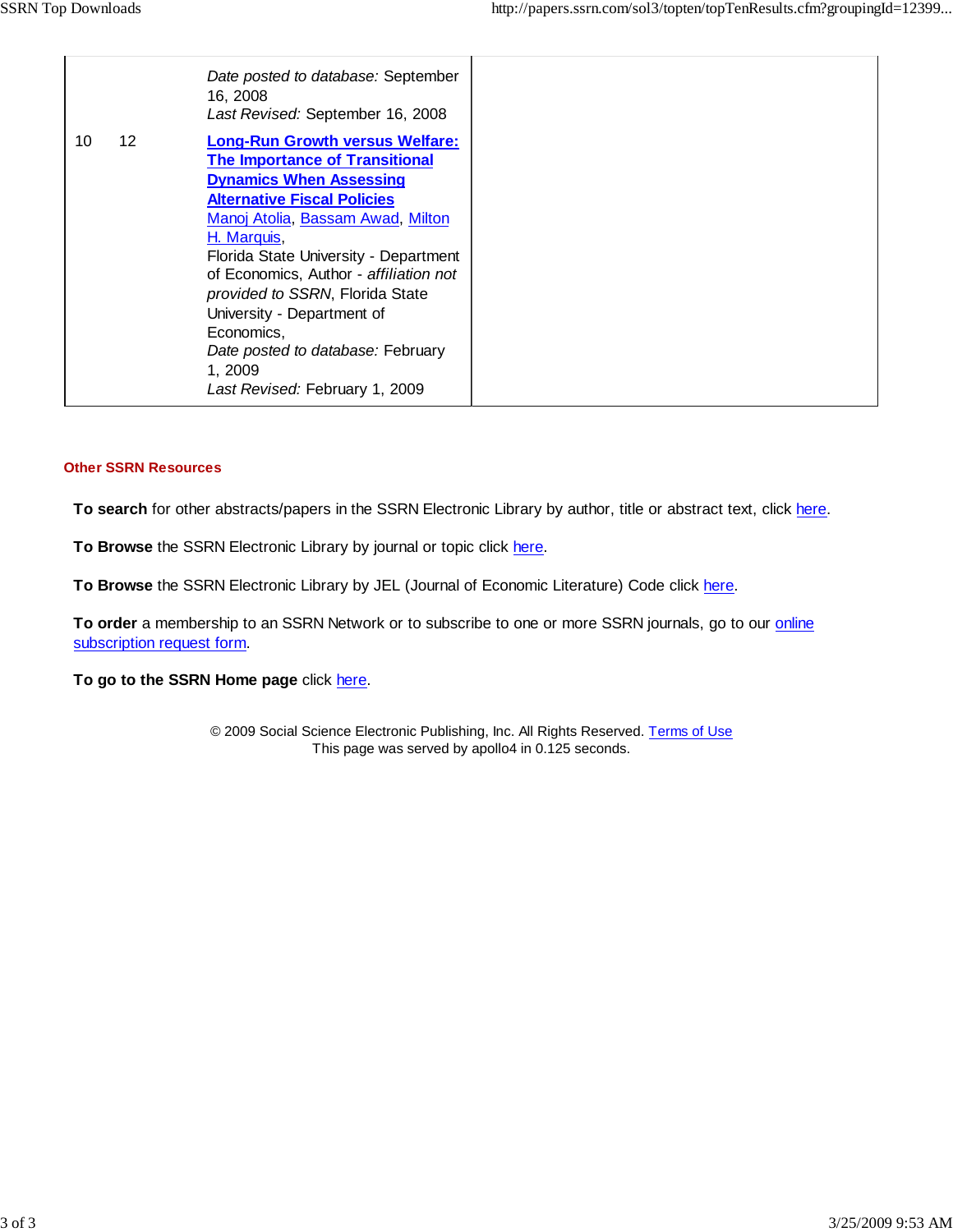| | | | |
|---|---|---|---|
| | | *Date posted to database:* September 16, 2008<br>*Last Revised:* September 16, 2008 | |
| 10 | 12 | **Long-Run Growth versus Welfare: The Importance of Transitional Dynamics When Assessing Alternative Fiscal Policies**<br>Manoj Atolia, Bassam Awad, Milton H. Marquis,<br>Florida State University - Department of Economics, Author - *affiliation not provided to SSRN*, Florida State University - Department of Economics,<br>*Date posted to database:* February 1, 2009<br>*Last Revised:* February 1, 2009 | |

### Other SSRN Resources

**To search** for other abstracts/papers in the SSRN Electronic Library by author, title or abstract text, click here.

**To Browse** the SSRN Electronic Library by journal or topic click here.

**To Browse** the SSRN Electronic Library by JEL (Journal of Economic Literature) Code click here.

**To order** a membership to an SSRN Network or to subscribe to one or more SSRN journals, go to our online subscription request form.

**To go to the SSRN Home page** click here.

© 2009 Social Science Electronic Publishing, Inc. All Rights Reserved. Terms of Use
This page was served by apollo4 in 0.125 seconds.